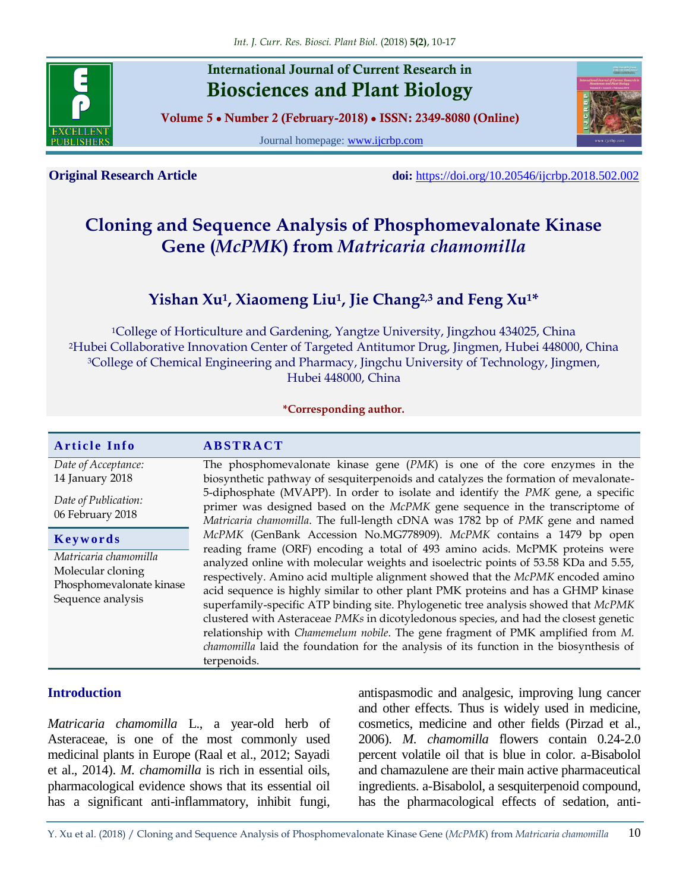Original Research Article

doi: https://doi.org/10.20546/ijcrbp.2018.502.002

# Cloning and Sequence Analysis of Phosphomevalonate Kinase Gene (*McPMK*) from *Matricaria chamomilla*

**Yishan Xu[1], Xiaomeng Liu[1], Jie Chang[2,3] and Feng Xu[1]***

[1]College of Horticulture and Gardening, Yangtze University, Jingzhou 434025, China
[2]Hubei Collaborative Innovation Center of Targeted Antitumor Drug, Jingmen, Hubei 448000, China
[3]College of Chemical Engineering and Pharmacy, Jingchu University of Technology, Jingmen, Hubei 448000, China

***Corresponding author.**

**Article Info**

*Date of Acceptance:* 14 January 2018

*Date of Publication:* 06 February 2018

**Keywords**

*Matricaria chamomilla*
Molecular cloning
Phosphomevalonate kinase
Sequence analysis

**ABSTRACT**

The phosphomevalonate kinase gene (*PMK*) is one of the core enzymes in the biosynthetic pathway of sesquiterpenoids and catalyzes the formation of mevalonate-5-diphosphate (MVAPP). In order to isolate and identify the *PMK* gene, a specific primer was designed based on the *McPMK* gene sequence in the transcriptome of *Matricaria chamomilla*. The full-length cDNA was 1782 bp of *PMK* gene and named *McPMK* (GenBank Accession No.MG778909). *McPMK* contains a 1479 bp open reading frame (ORF) encoding a total of 493 amino acids. McPMK proteins were analyzed online with molecular weights and isoelectric points of 53.58 KDa and 5.55, respectively. Amino acid multiple alignment showed that the *McPMK* encoded amino acid sequence is highly similar to other plant PMK proteins and has a GHMP kinase superfamily-specific ATP binding site. Phylogenetic tree analysis showed that *McPMK* clustered with Asteraceae *PMKs* in dicotyledonous species, and had the closest genetic relationship with *Chamemelum nobile*. The gene fragment of PMK amplified from *M. chamomilla* laid the foundation for the analysis of its function in the biosynthesis of terpenoids.

## Introduction

*Matricaria chamomilla* L., a year-old herb of Asteraceae, is one of the most commonly used medicinal plants in Europe (Raal et al., 2012; Sayadi et al., 2014). *M. chamomilla* is rich in essential oils, pharmacological evidence shows that its essential oil has a significant anti-inflammatory, inhibit fungi, antispasmodic and analgesic, improving lung cancer and other effects. Thus is widely used in medicine, cosmetics, medicine and other fields (Pirzad et al., 2006). *M. chamomilla* flowers contain 0.24-2.0 percent volatile oil that is blue in color. a-Bisabolol and chamazulene are their main active pharmaceutical ingredients. a-Bisabolol, a sesquiterpenoid compound, has the pharmacological effects of sedation, anti-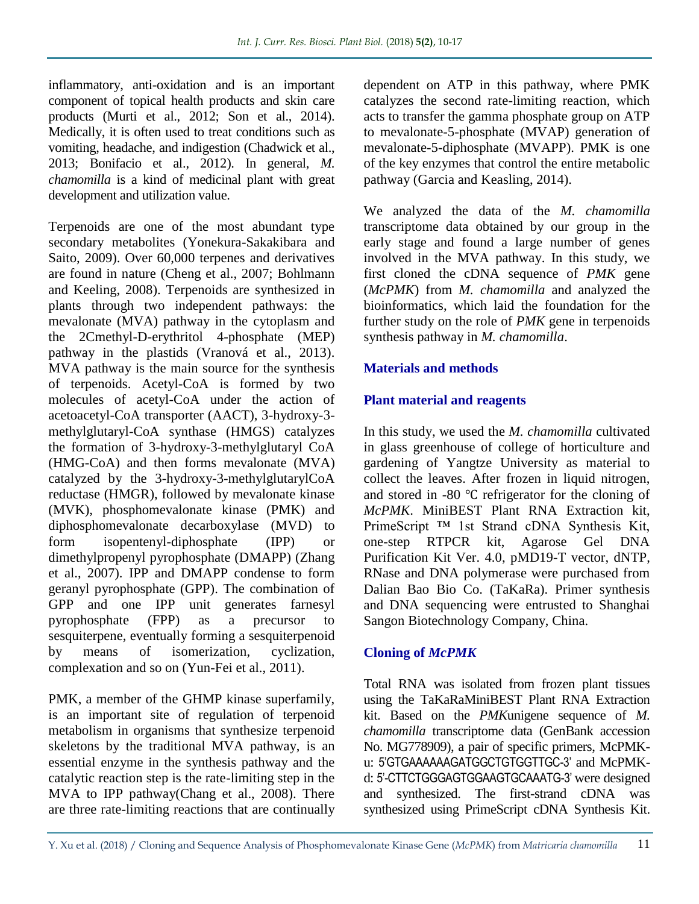inflammatory, anti-oxidation and is an important component of topical health products and skin care products (Murti et al., 2012; Son et al., 2014). Medically, it is often used to treat conditions such as vomiting, headache, and indigestion (Chadwick et al., 2013; Bonifacio et al., 2012). In general, *M. chamomilla* is a kind of medicinal plant with great development and utilization value.

Terpenoids are one of the most abundant type secondary metabolites (Yonekura-Sakakibara and Saito, 2009). Over 60,000 terpenes and derivatives are found in nature (Cheng et al., 2007; Bohlmann and Keeling, 2008). Terpenoids are synthesized in plants through two independent pathways: the mevalonate (MVA) pathway in the cytoplasm and the 2Cmethyl-D-erythritol 4-phosphate (MEP) pathway in the plastids (Vranová et al., 2013). MVA pathway is the main source for the synthesis of terpenoids. Acetyl-CoA is formed by two molecules of acetyl-CoA under the action of acetoacetyl-CoA transporter (AACT), 3-hydroxy-3-methylglutaryl-CoA synthase (HMGS) catalyzes the formation of 3-hydroxy-3-methylglutaryl CoA (HMG-CoA) and then forms mevalonate (MVA) catalyzed by the 3-hydroxy-3-methylglutarylCoA reductase (HMGR), followed by mevalonate kinase (MVK), phosphomevalonate kinase (PMK) and diphosphomevalonate decarboxylase (MVD) to form isopentenyl-diphosphate (IPP) or dimethylpropenyl pyrophosphate (DMAPP) (Zhang et al., 2007). IPP and DMAPP condense to form geranyl pyrophosphate (GPP). The combination of GPP and one IPP unit generates farnesyl pyrophosphate (FPP) as a precursor to sesquiterpene, eventually forming a sesquiterpenoid by means of isomerization, cyclization, complexation and so on (Yun-Fei et al., 2011).

PMK, a member of the GHMP kinase superfamily, is an important site of regulation of terpenoid metabolism in organisms that synthesize terpenoid skeletons by the traditional MVA pathway, is an essential enzyme in the synthesis pathway and the catalytic reaction step is the rate-limiting step in the MVA to IPP pathway(Chang et al., 2008). There are three rate-limiting reactions that are continually dependent on ATP in this pathway, where PMK catalyzes the second rate-limiting reaction, which acts to transfer the gamma phosphate group on ATP to mevalonate-5-phosphate (MVAP) generation of mevalonate-5-diphosphate (MVAPP). PMK is one of the key enzymes that control the entire metabolic pathway (Garcia and Keasling, 2014).

We analyzed the data of the *M. chamomilla* transcriptome data obtained by our group in the early stage and found a large number of genes involved in the MVA pathway. In this study, we first cloned the cDNA sequence of *PMK* gene (*McPMK*) from *M. chamomilla* and analyzed the bioinformatics, which laid the foundation for the further study on the role of *PMK* gene in terpenoids synthesis pathway in *M. chamomilla*.

## Materials and methods

### Plant material and reagents

In this study, we used the *M. chamomilla* cultivated in glass greenhouse of college of horticulture and gardening of Yangtze University as material to collect the leaves. After frozen in liquid nitrogen, and stored in -80 ℃ refrigerator for the cloning of *McPMK*. MiniBEST Plant RNA Extraction kit, PrimeScript ™ 1st Strand cDNA Synthesis Kit, one-step RTPCR kit, Agarose Gel DNA Purification Kit Ver. 4.0, pMD19-T vector, dNTP, RNase and DNA polymerase were purchased from Dalian Bao Bio Co. (TaKaRa). Primer synthesis and DNA sequencing were entrusted to Shanghai Sangon Biotechnology Company, China.

### Cloning of *McPMK*

Total RNA was isolated from frozen plant tissues using the TaKaRaMiniBEST Plant RNA Extraction kit. Based on the *PMK*unigene sequence of *M. chamomilla* transcriptome data (GenBank accession No. MG778909), a pair of specific primers, McPMK-u: 5'GTGAAAAAAGATGGCTGTGGTTGC-3' and McPMK-d: 5'-CTTCTGGGAGTGGAAGTGCAAATG-3' were designed and synthesized. The first-strand cDNA was synthesized using PrimeScript cDNA Synthesis Kit.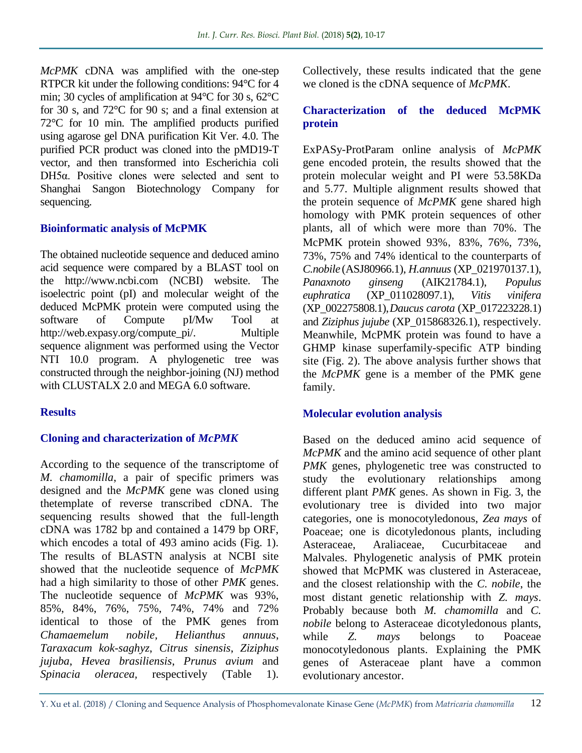*McPMK* cDNA was amplified with the one-step RTPCR kit under the following conditions: 94°C for 4 min; 30 cycles of amplification at 94°C for 30 s, 62°C for 30 s, and 72°C for 90 s; and a final extension at 72°C for 10 min. The amplified products purified using agarose gel DNA purification Kit Ver. 4.0. The purified PCR product was cloned into the pMD19-T vector, and then transformed into Escherichia coli DH5α. Positive clones were selected and sent to Shanghai Sangon Biotechnology Company for sequencing.

### Bioinformatic analysis of McPMK

The obtained nucleotide sequence and deduced amino acid sequence were compared by a BLAST tool on the http://www.ncbi.com (NCBI) website. The isoelectric point (pI) and molecular weight of the deduced McPMK protein were computed using the software of Compute pI/Mw Tool at http://web.expasy.org/compute_pi/. Multiple sequence alignment was performed using the Vector NTI 10.0 program. A phylogenetic tree was constructed through the neighbor-joining (NJ) method with CLUSTALX 2.0 and MEGA 6.0 software.

## Results

### Cloning and characterization of *McPMK*

According to the sequence of the transcriptome of *M. chamomilla*, a pair of specific primers was designed and the *McPMK* gene was cloned using thetemplate of reverse transcribed cDNA. The sequencing results showed that the full-length cDNA was 1782 bp and contained a 1479 bp ORF, which encodes a total of 493 amino acids (Fig. 1). The results of BLASTN analysis at NCBI site showed that the nucleotide sequence of *McPMK* had a high similarity to those of other *PMK* genes. The nucleotide sequence of *McPMK* was 93%, 85%, 84%, 76%, 75%, 74%, 74% and 72% identical to those of the PMK genes from *Chamaemelum nobile*, *Helianthus annuus*, *Taraxacum kok-saghyz*, *Citrus sinensis*, *Ziziphus jujuba*, *Hevea brasiliensis*, *Prunus avium* and *Spinacia oleracea,* respectively (Table 1). Collectively, these results indicated that the gene we cloned is the cDNA sequence of *McPMK*.

### Characterization of the deduced McPMK protein

ExPASy-ProtParam online analysis of *McPMK* gene encoded protein, the results showed that the protein molecular weight and PI were 53.58KDa and 5.77. Multiple alignment results showed that the protein sequence of *McPMK* gene shared high homology with PMK protein sequences of other plants, all of which were more than 70%. The McPMK protein showed 93%, 83%, 76%, 73%, 73%, 75% and 74% identical to the counterparts of *C.nobile* (ASJ80966.1), *H.annuus* (XP_021970137.1), *Panaxnoto ginseng* (AIK21784.1), *Populus euphratica* (XP_011028097.1), *Vitis vinifera* (XP_002275808.1), *Daucus carota* (XP_017223228.1) and *Ziziphus jujube* (XP_015868326.1), respectively. Meanwhile, McPMK protein was found to have a GHMP kinase superfamily-specific ATP binding site (Fig. 2). The above analysis further shows that the *McPMK* gene is a member of the PMK gene family.

### Molecular evolution analysis

Based on the deduced amino acid sequence of *McPMK* and the amino acid sequence of other plant *PMK* genes, phylogenetic tree was constructed to study the evolutionary relationships among different plant *PMK* genes. As shown in Fig. 3, the evolutionary tree is divided into two major categories, one is monocotyledonous, *Zea mays* of Poaceae; one is dicotyledonous plants, including Asteraceae, Araliaceae, Cucurbitaceae and Malvales. Phylogenetic analysis of PMK protein showed that McPMK was clustered in Asteraceae, and the closest relationship with the *C. nobile*, the most distant genetic relationship with *Z. mays*. Probably because both *M. chamomilla* and *C. nobile* belong to Asteraceae dicotyledonous plants, while *Z. mays* belongs to Poaceae monocotyledonous plants. Explaining the PMK genes of Asteraceae plant have a common evolutionary ancestor.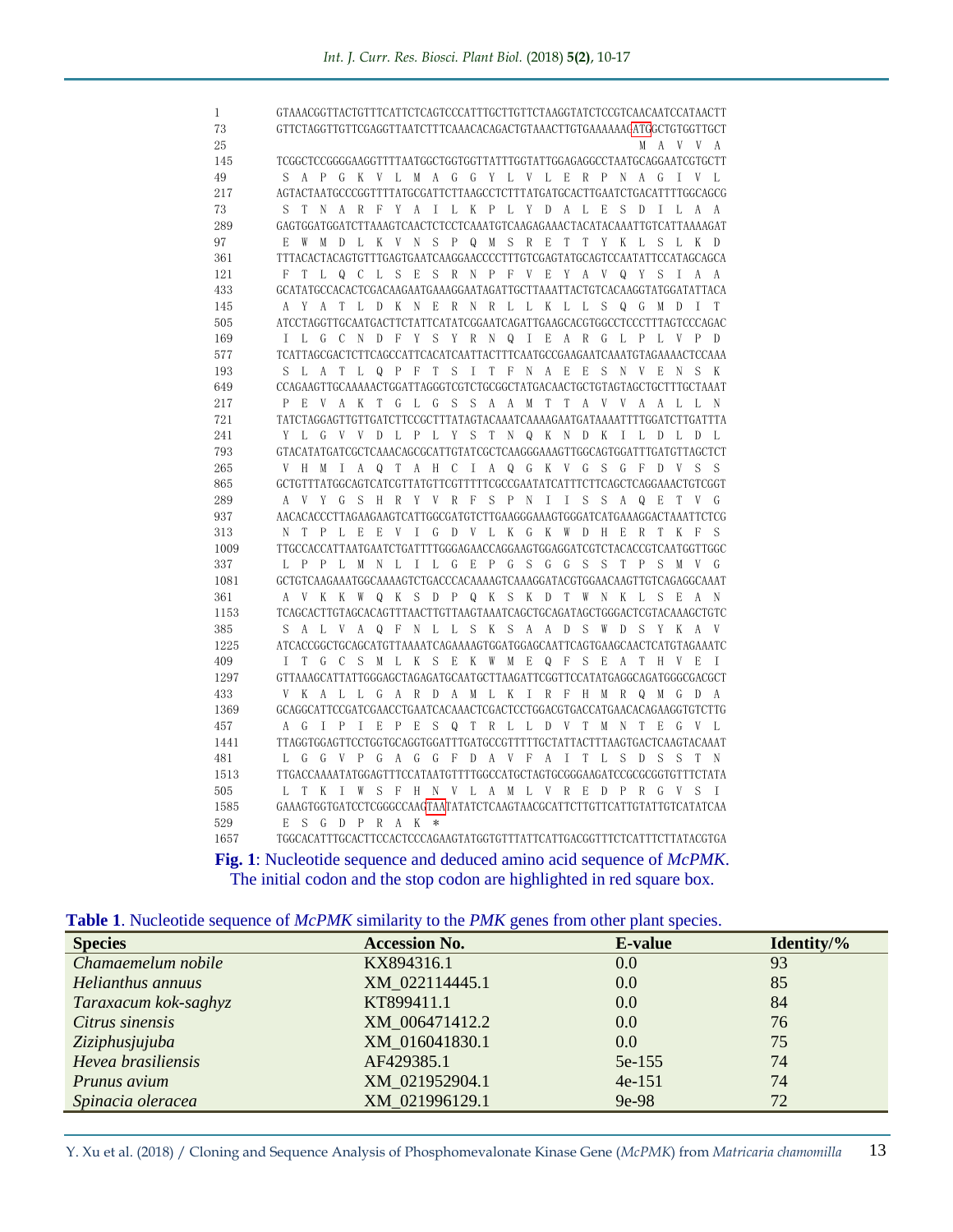```
1     GTAAACGGTTACTGTTTCATTCTCAGTCCCATTTGCTTGTTCTAAGGTATCTCCGTCAACAATCCATAACTT
73    GTTCTAGGTTGTTCGAGGTTAATCTTTCAAACACAGACTGTAAACTTGTGAAAAAACATGGCTGTGGTTGCT
25                                                              M  A  V  V  A
145   TCGGCTCCGGGGAAGGTTTTAATGGCTGGTGGTTATTTGGTATTGGAGAGGCCTAATGCAGGAATCGTGCTT
49     S  A  P  G  K  V  L  M  A  G  G  Y  L  V  L  E  R  P  N  A  G  I  V  L
217   AGTACTAATGCCCGGTTTTATGCGATTCTTAAGCCTCTTTATGATGCACTTGAATCTGACATTTTGGCAGCG
73     S  T  N  A  R  F  Y  A  I  L  K  P  L  Y  D  A  L  E  S  D  I  L  A  A
289   GAGTGGATGGATCTTAAAGTCAACTCTCCTCAAATGTCAAGAGAAACTACATACAAATTGTCATTAAAAGAT
97     E  W  M  D  L  K  V  N  S  P  Q  M  S  R  E  T  T  Y  K  L  S  L  K  D
361   TTTACACTACAGTGTTTGAGTGAATCAAGGAACCCCTTTGTCGAGTATGCAGTCCAATATTCCATAGCAGCA
121    F  T  L  Q  C  L  S  E  S  R  N  P  F  V  E  Y  A  V  Q  Y  S  I  A  A
433   GCATATGCCACACTCGACAAGAATGAAAGGAATAGATTGCTTAAATTACTGTCACAAGGTATGGATATTACA
145    A  Y  A  T  L  D  K  N  E  R  N  R  L  L  K  L  L  S  Q  G  M  D  I  T
505   ATCCTAGGTTGCAATGACTTCTATTCATATCGGAATCAGATTGAAGCACGTGGCCTCCCTTTAGTCCCAGAC
169    I  L  G  C  N  D  F  Y  S  Y  R  N  Q  I  E  A  R  G  L  P  L  V  P  D
577   TCATTAGCGACTCTTCAGCCATTCACATCAATTACTTTCAATGCCGAAGAATCAAATGTAGAAAACTCCAAA
193    S  L  A  T  L  Q  P  F  T  S  I  T  F  N  A  E  E  S  N  V  E  N  S  K
649   CCAGAAGTTGCAAAAACTGGATTAGGGTCGTCTGCGGCTATGACAACTGCTGTAGTAGCTGCTTTGCTAAAT
217    P  E  V  A  K  T  G  L  G  S  S  A  A  M  T  T  A  V  V  A  A  L  L  N
721   TATCTAGGAGTTGTTGATCTTCCGCTTTATAGTACAAATCAAAAGAATGATAAAATTTTGGATCTTGATTTA
241    Y  L  G  V  V  D  L  P  L  Y  S  T  N  Q  K  N  D  K  I  L  D  L  D  L
793   GTACATATGATCGCTCAAACAGCGCATTGTATCGCTCAAGGGAAAGTTGGCAGTGGATTTGATGTTAGCTCT
265    V  H  M  I  A  Q  T  A  H  C  I  A  Q  G  K  V  G  S  G  F  D  V  S  S
865   GCTGTTTATGGCAGTCATCGTTATGTTCGTTTTTCGCCGAATATCATTTCTTCAGCTCAGGAAACTGTCGGT
289    A  V  Y  G  S  H  R  Y  V  R  F  S  P  N  I  I  S  S  A  Q  E  T  V  G
937   AACACACCCTTAGAAGAAGTCATTGGCGATGTCTTGAAGGGAAAGTGGGATCATGAAAGGACTAAATTCTCG
313    N  T  P  L  E  E  V  I  G  D  V  L  K  G  K  W  D  H  E  R  T  K  F  S
1009  TTGCCACCATTAATGAATCTGATTTTGGGAGAACCAGGAAGTGGAGGATCGTCTACACCGTCAATGGTTGGC
337    L  P  P  L  M  N  L  I  L  G  E  P  G  S  G  G  S  S  T  P  S  M  V  G
1081  GCTGTCAAGAAATGGCAAAAGTCTGACCCACAAAAGTCAAAGGATACGTGGAACAAGTTGTCAGAGGCAAAT
361    A  V  K  K  W  Q  K  S  D  P  Q  K  S  K  D  T  W  N  K  L  S  E  A  N
1153  TCAGCACTTGTAGCACAGTTTAACTTGTTAAGTAAATCAGCTGCAGATAGCTGGGACTCGTACAAAGCTGTC
385    S  A  L  V  A  Q  F  N  L  L  S  K  S  A  A  D  S  W  D  S  Y  K  A  V
1225  ATCACCGGCTGCAGCATGTTAAAATCAGAAAAGTGGATGGAGCAATTCAGTGAAGCAACTCATGTAGAAATC
409    I  T  G  C  S  M  L  K  S  E  K  W  M  E  Q  F  S  E  A  T  H  V  E  I
1297  GTTAAAGCATTATTGGGAGCTAGAGATGCAATGCTTAAGATTCGGTTCCATATGAGGCAGATGGGCGACGCT
433    V  K  A  L  L  G  A  R  D  A  M  L  K  I  R  F  H  M  R  Q  M  G  D  A
1369  GCAGGCATTCCGATCGAACCTGAATCACAAACTCGACTCCTGGACGTGACCATGAACACAGAAGGTGTCTTG
457    A  G  I  P  I  E  P  E  S  Q  T  R  L  L  D  V  T  M  N  T  E  G  V  L
1441  TTAGGTGGAGTTCCTGGTGCAGGTGGATTTGATGCCGTTTTTGCTATTACTTTAAGTGACTCAAGTACAAAT
481    L  G  G  V  P  G  A  G  G  F  D  A  V  F  A  I  T  L  S  D  S  S  T  N
1513  TTGACCAAAATATGGAGTTTCCATAATGTTTTGGCCATGCTAGTGCGGGAAGATCCGCGCGGTGTTTCTATA
505    L  T  K  I  W  S  F  H  N  V  L  A  M  L  V  R  E  D  P  R  G  V  S  I
1585  GAAAGTGGTGATCCTCGGGCCAAGTAATATATCTCAAGTAACGCATTCTTGTTCATTGTATTGTCATATCAA
529    E  S  G  D  P  R  A  K  *
1657  TGGCACATTTGCACTTCCACTCCCAGAAGTATGGTGTTTATTCATTGACGGTTTCTCATTTCTTATACGTGA
```

**Fig. 1**: Nucleotide sequence and deduced amino acid sequence of *McPMK*. The initial codon and the stop codon are highlighted in red square box.

**Table 1**. Nucleotide sequence of *McPMK* similarity to the *PMK* genes from other plant species.

| Species | Accession No. | E-value | Identity/% |
|---|---|---|---|
| *Chamaemelum nobile* | KX894316.1 | 0.0 | 93 |
| *Helianthus annuus* | XM_022114445.1 | 0.0 | 85 |
| *Taraxacum kok-saghyz* | KT899411.1 | 0.0 | 84 |
| *Citrus sinensis* | XM_006471412.2 | 0.0 | 76 |
| *Ziziphusjujuba* | XM_016041830.1 | 0.0 | 75 |
| *Hevea brasiliensis* | AF429385.1 | 5e-155 | 74 |
| *Prunus avium* | XM_021952904.1 | 4e-151 | 74 |
| *Spinacia oleracea* | XM_021996129.1 | 9e-98 | 72 |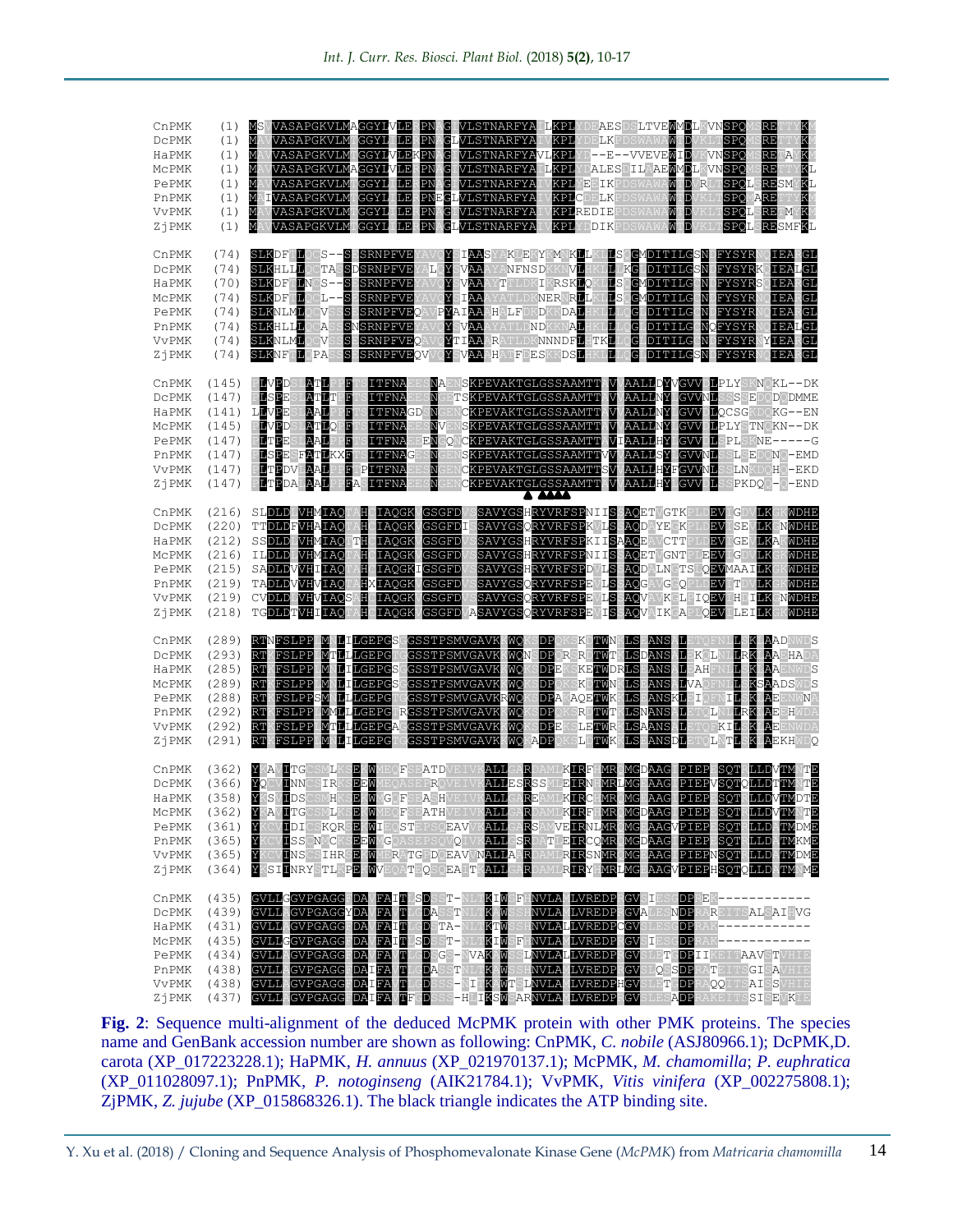```
CnPMK   (1) MSVVASAPGKVLMAGGYLVLERPNAGLVLSTNARFYAILKPLYDEAESDSLTVEWMDLKVNSPQMSREFTYKA
DcPMK   (1) MAVVASAPGKVLMTGGYLILERPNAGLVLSTNARFYAIVKPLYDELKPDSWAWAWTDVKLTSPQMSREFTYKL
HaPMK   (1) MAVVASAPGKVLMTGGYLVLEKPNAGLVLSTNARFYAVLKPLYD--E--VVEVEWIDVKVNSPQMSREFAYKV
McPMK   (1) MAVVASAPGKVLMAGGYLVLERPNAGLVLSTNARFYAILKPLYEALESDILAAEWMDLKVNSPQMSREFTYKL
PePMK   (1) MAVVASAPGKVLMTGGYLILERPNAGLVLSTNARFYAIVKPLYEEIKPDSWAWAWTDVRLTSPQLSRESMYKL
PnPMK   (1) MAIVASAPGKVLMTGGYLILERPNEGLVLSTNARFYAIVKPLCDELKPDSWAWAWTDVKLTSPQVAREFTYKA
VvPMK   (1) MAVVASAPGKVLMTGGYLILERPNAGLVLSTNARFYAIVKPLREDIEPDSWAWAWTDVKLTSPQLSREYMYKV
ZjPMK   (1) MAVVASAPGKVLMTGGYLILERPNAGLVLSTNARFYAIVKPLYDIKPDSWAWAWTDVKLTSPQLSRESMFKL

CnPMK  (74) SLKDFTLQCS--SLSRNPFVEYAVQYSIAASYAKLEKYKMNKLLKLLSQGMDITILGSNLFYSYRNQIEARGL
DcPMK  (74) SLKHLLLQCTASSDSRNPFVEYALQYSVAAAYANFNSDKKNVLHKLLKGLDITILGSNLFYSYRKQIEALGL
HaPMK  (70) SLKDFTLNCS--SLSRNPFVEYAVQYSVAAAYTTLDKIKRSKLQKLLSQGMDITILGSNLFYSYRSQIEARGL
McPMK  (74) SLKDFTLQCL--SLSRNPFVEYAVQYSIAAAYATLDKNERNRLLKLLSQGMDITILGSNLFYSYRNQIEARGL
PePMK  (74) SLKNLMLQCVSSSLSRNPFVEQAVPYAIAAAHALFDKDKKDALHKLLLQGLDITILGSNLFYSYRNQIEARGL
PnPMK  (74) SLKHLLLQCASSSNSRNPFVEYAVQYSVAAAYATLDNDKKNALHKLLLQGLDITILGSNQFYSYRNQIEALGL
VvPMK  (74) SLKNLMLQCVSSSLSRNPFVEQAVQYTIAAARATLDKNNNDFLHTKLLQGLDITILGSNLFYSYRKYIEARGL
ZjPMK  (74) SLKNFTLQPASSSLSRNPFVEQVVQYSVAAAHATFPESKKDSLHKLLLQGLDITILGSNLFYSYRNQIEARGL

CnPMK (145) PLVPDSLATLPPFTSITFNAEESNAENSKPEVAKTGLGSSAAMTTAVVAALLDYVGVVELPLYSKNQKL--DK
DcPMK (147) PLSPESLATLTPFTSITFNAEESNGETSKPEVAKTGLGSSAAMTTAVVAALLNYLGVVNLSSSSEDQDQDMME
HaPMK (141) LLVPESLAALPPFTSITFNAGDSNGENCKPEVAKTGLGSSAAMTTAVVAALLNYLGVVDLQCSGKDQKG--EN
McPMK (145) PLVPDSLATLQPFTSITFNAEESNVENSKPEVAKTGLGSSAAMTTAVVAALLNYVGVVELPLYSTNQKN--DK
PePMK (147) PLTPESLAALPPFTSITFNAEEENGQNCKPEVAKTGLGSSAAMTTAVIAALLHYLGVVNLSPLSKNE-----G
PnPMK (147) PLSPESFATLKXFTSITFNAGESNGENSKPEVAKTGLGSSAAMTTVVVAALLSYLGVVNLSSLSEDQNG-EMD
VvPMK (147) PLTPDVLAALPPFTPITFNAEESNGENCKPEVAKTGLGSSAAMTTSVVAALLHYFGVVNLSSLNKDQHQ-EKD
ZjPMK (147) PLTPDALAALPPFASITFNAEESNGENCKPEVAKTGLGSSAAMTTAVVAALLHYLGVVNLSSPKDQQ-G-END
                                                     ▲ ▲▲▲

CnPMK (216) SLDLDIVHMIAQTAHCIAQGKVGSGFDVSSAVYGSHRYVRFSPNIISSAQETVGTKPLPEVITGDVLKGKWDHE
DcPMK (220) TTDLDFVHAIAQTAHCIAQGKVGSGFDISSAVYGSQRYVRFSPKVLSSAQDAYESKPLPEVISEVLKGNWDHE
HaPMK (212) SSDLDLVHMIAQTTHCIAQGKVGSGFDVSSAVYGSHRYVRFSPKIISSAQEAVCTTPLPEVIKGELKAKWDHE
McPMK (216) ILDLDIVHMIAQTAHCIAQGKVGSGFDVSSAVYGSHRYVRFSPNIISSAQETVGNTPLPEVITGDVLKGKWDHE
PePMK (215) SADLDLVHIIAQTAHCIAQGKIGSGFDVSSAVYGSHRYVRFSPDVLSSAQDALNETSLQEVMAAILKGKWDHE
PnPMK (219) TADLDLVHVIAQTAHXIAQGKVGSGFDVSSAVYGSQRYVRFSPEVLSSAQGAVGSQPLPEVITDVLKGKWDHE
VvPMK (219) CVDLDLVHVIAQSAHCIAQGKVGSGFDVSSAVYGSQRYVRFSPEVLSSAQVAVKSLPIQEVIHEILKGNWDHE
ZjPMK (218) TGDLDTVHIIAQTAHCIAQGKVGSGFDVASAVYGSQRYVRFSPEVISSAQVAIKSAPLQEVILEILKGKWDHE

CnPMK (289) RTNFSLPPLMNLILGEPGSGGSSTPSMVGAVKKWQKSDPQKSKETWNKLSEANSALETQFNLLSKLAADNWDS
DcPMK (293) RTKFSLPPLMTLLLGEPGTGGSSTPSMVGAVKKWQNSDPQRSRETWTKLSDANSALEKQLNLLRKLAAEHADA
HaPMK (285) RTKFSLPPLMTLILGEPGSGGSSTPSMVGAVKKWQKSDPEKSKETWDRLSEANSALEAHFNLLSKLAAENWDS
McPMK (289) RTKFSLPPLMNLILGEPGSGGSSTPSMVGAVKKWQKSDPQKSKETWNKLSEANSALVAQFNLLSKSAADSWDS
PePMK (288) RTKFSLPPSMTLLLGEPGTGGSSTPSMVGAVKKWQKSDPAKAQETWKKLSEANSKLEIQFNILSKLAEENWNA
PnPMK (292) RTKFSLPPLMMLLLGEPGTRGSSTPSMVGAVKKWQKSDPQKSRETWTKLSNANSALETQLNLLRKLAEEHWDA
VvPMK (292) RTKFSLPPLMTLLLGEPGAGGSSTPSMVGAVKKWQKSDPEKSLETWRKLSAANSALETQFKILSKLAEENWDA
ZjPMK (291) RTKFSLPPLMTLILGEPGTGGSSTPSMVGAVKKWQKADPQKSLETWKKLSEANSDLETQLNTLSKLAEKHWDQ

CnPMK (362) YKAVITGCSMLKSEKWMEQFSEATDVEIVKALLGARDAMLKIRFHMRLMGDAAGIPIEPESQTQLLDVTMNTE
DcPMK (366) YQSVINNCSIRKSEEWMEQASEPRQVEIVKALLESRSSMLEIRNHMRLMGEAAGIPIEPVSQTQLLDTTMNTE
HaPMK (358) YKSVIDSCSMHKSEKWMGQFSEASHVEIVKALLGAREAMLKIRCHMRLMGEAAGIPIEPESQTQLLDVTMDTE
McPMK (362) YKAVITGCSMLKSEKWMEQFSEATHVEIVKALLGARDAMLKIRFHMRLMGDAAGIPIEPESQTQLLDVTMNTE
PePMK (361) YKCVIDICSKQRSEKWIEQSTEPSQEAVVKALLGARSAMVEIRNLMRQMGEAAGVPIEPESQTQLLDETMDME
PnPMK (365) YKCVINSSCNVCKSEEWLGQASEPSQVQIVKALLSSRDATLEIRCQMRLMGDAAGIPIEPESQTQLLDATMKME
VvPMK (365) YKCVINSCSIHRSEKWMEQATGPDQEAVVNALLAARDAMLRIRSNMRLMGEAAGIPIEPNSQTQLLDATMDME
ZjPMK (364) YKSIINRYSTLKPEKWVEQATEQSQEAHTKALLGARDAMIRIRYHMRLMGEAAGVPIEPHSQTQLLDATMNME

CnPMK (435) GVLLGGVPGAGGFDAVFAITLSDSST-NLTKIWSFHNVLALLVREDPRGVSIESGDPREK------------
DcPMK (439) GVLLAGVPGAGGYDAVFAVTLGDASSTNLTKAWSSHNVLALLVREDPEGVALESNDPRARSITSALSAIEVG
HaPMK (431) GVLLAGVPGAGGFDAVFAITLGDSTA-NLTKTWSSHNVLALLVREDPCGVSLESGDPRAK------------
McPMK (435) GVLLGGVPGAGGFDAVFAITSSDSST-NLTKIWSFHNVLALLVREDPRGVSIESGDPRAK------------
PePMK (434) GVLLAGVPGAGGFDAVFAVTLGDSGS-NVAKAWSSLNVLALLVREDPRGVSLETGDPIIKEITAAVSTVHIE
PnPMK (438) GVLLAGVPGAGGFDAIFAITLGDASSTNLTKAWSSHNVLALLVREDPRGVSLQSSDPRATSITSGISAVHIE
VvPMK (438) GVLLAGVPGAGGFDAIFAVTLGDSSS-NIGKAWTSLNVLALLVREDPHGVSLETSDPRAQQITSAISSVHIE
ZjPMK (437) GVLLAGVPGAGGFDAIFAVTFGDSSS-HLIKSWSARNVLALLVREDPRGVSLESADPRAKEITSSISEVKIE
```

**Fig. 2**: Sequence multi-alignment of the deduced McPMK protein with other PMK proteins. The species name and GenBank accession number are shown as following: CnPMK, *C. nobile* (ASJ80966.1); DcPMK, D. carota (XP_017223228.1); HaPMK, *H. annuus* (XP_021970137.1); McPMK, *M. chamomilla*; *P. euphratica* (XP_011028097.1); PnPMK, *P. notoginseng* (AIK21784.1); VvPMK, *Vitis vinifera* (XP_002275808.1); ZjPMK, *Z. jujube* (XP_015868326.1). The black triangle indicates the ATP binding site.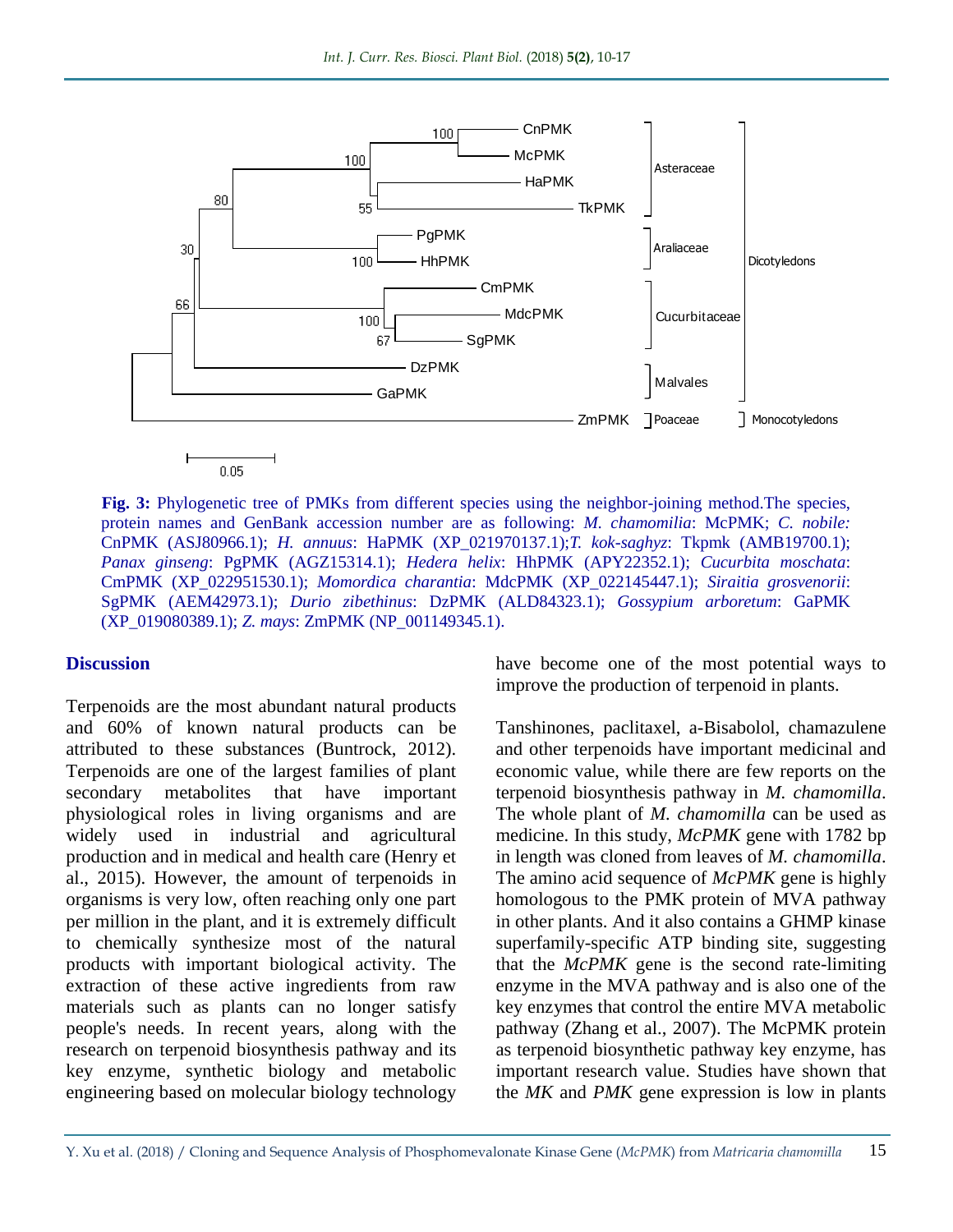**Fig. 3:** Phylogenetic tree of PMKs from different species using the neighbor-joining method.The species, protein names and GenBank accession number are as following: *M. chamomilia*: McPMK; *C. nobile:* CnPMK (ASJ80966.1); *H. annuus*: HaPMK (XP_021970137.1);*T. kok-saghyz*: Tkpmk (AMB19700.1); *Panax ginseng*: PgPMK (AGZ15314.1); *Hedera helix*: HhPMK (APY22352.1); *Cucurbita moschata*: CmPMK (XP_022951530.1); *Momordica charantia*: MdcPMK (XP_022145447.1); *Siraitia grosvenorii*: SgPMK (AEM42973.1); *Durio zibethinus*: DzPMK (ALD84323.1); *Gossypium arboretum*: GaPMK (XP_019080389.1); *Z. mays*: ZmPMK (NP_001149345.1).

## Discussion

Terpenoids are the most abundant natural products and 60% of known natural products can be attributed to these substances (Buntrock, 2012). Terpenoids are one of the largest families of plant secondary metabolites that have important physiological roles in living organisms and are widely used in industrial and agricultural production and in medical and health care (Henry et al., 2015). However, the amount of terpenoids in organisms is very low, often reaching only one part per million in the plant, and it is extremely difficult to chemically synthesize most of the natural products with important biological activity. The extraction of these active ingredients from raw materials such as plants can no longer satisfy people's needs. In recent years, along with the research on terpenoid biosynthesis pathway and its key enzyme, synthetic biology and metabolic engineering based on molecular biology technology have become one of the most potential ways to improve the production of terpenoid in plants.

Tanshinones, paclitaxel, a-Bisabolol, chamazulene and other terpenoids have important medicinal and economic value, while there are few reports on the terpenoid biosynthesis pathway in *M. chamomilla*. The whole plant of *M. chamomilla* can be used as medicine. In this study, *McPMK* gene with 1782 bp in length was cloned from leaves of *M. chamomilla*. The amino acid sequence of *McPMK* gene is highly homologous to the PMK protein of MVA pathway in other plants. And it also contains a GHMP kinase superfamily-specific ATP binding site, suggesting that the *McPMK* gene is the second rate-limiting enzyme in the MVA pathway and is also one of the key enzymes that control the entire MVA metabolic pathway (Zhang et al., 2007). The McPMK protein as terpenoid biosynthetic pathway key enzyme, has important research value. Studies have shown that the *MK* and *PMK* gene expression is low in plants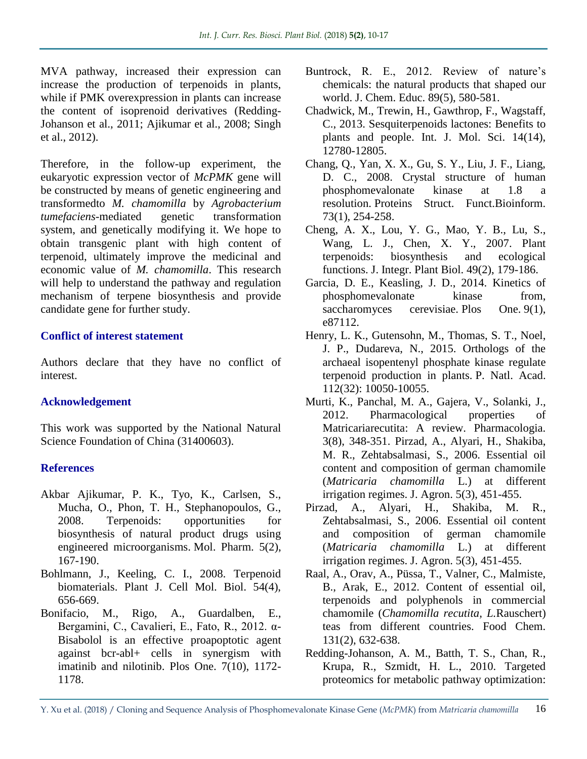MVA pathway, increased their expression can increase the production of terpenoids in plants, while if PMK overexpression in plants can increase the content of isoprenoid derivatives (Redding-Johanson et al., 2011; Ajikumar et al., 2008; Singh et al., 2012).

Therefore, in the follow-up experiment, the eukaryotic expression vector of *McPMK* gene will be constructed by means of genetic engineering and transformedto *M. chamomilla* by *Agrobacterium tumefaciens*-mediated genetic transformation system, and genetically modifying it. We hope to obtain transgenic plant with high content of terpenoid, ultimately improve the medicinal and economic value of *M. chamomilla*. This research will help to understand the pathway and regulation mechanism of terpene biosynthesis and provide candidate gene for further study.

## Conflict of interest statement

Authors declare that they have no conflict of interest.

## Acknowledgement

This work was supported by the National Natural Science Foundation of China (31400603).

## References

Akbar Ajikumar, P. K., Tyo, K., Carlsen, S., Mucha, O., Phon, T. H., Stephanopoulos, G., 2008. Terpenoids: opportunities for biosynthesis of natural product drugs using engineered microorganisms. Mol. Pharm. 5(2), 167-190.

Bohlmann, J., Keeling, C. I., 2008. Terpenoid biomaterials. Plant J. Cell Mol. Biol. 54(4), 656-669.

Bonifacio, M., Rigo, A., Guardalben, E., Bergamini, C., Cavalieri, E., Fato, R., 2012. α-Bisabolol is an effective proapoptotic agent against bcr-abl+ cells in synergism with imatinib and nilotinib. Plos One. 7(10), 1172-1178.

Buntrock, R. E., 2012. Review of nature's chemicals: the natural products that shaped our world. J. Chem. Educ. 89(5), 580-581.

Chadwick, M., Trewin, H., Gawthrop, F., Wagstaff, C., 2013. Sesquiterpenoids lactones: Benefits to plants and people. Int. J. Mol. Sci. 14(14), 12780-12805.

Chang, Q., Yan, X. X., Gu, S. Y., Liu, J. F., Liang, D. C., 2008. Crystal structure of human phosphomevalonate kinase at 1.8 a resolution. Proteins Struct. Funct.Bioinform. 73(1), 254-258.

Cheng, A. X., Lou, Y. G., Mao, Y. B., Lu, S., Wang, L. J., Chen, X. Y., 2007. Plant terpenoids: biosynthesis and ecological functions. J. Integr. Plant Biol. 49(2), 179-186.

Garcia, D. E., Keasling, J. D., 2014. Kinetics of phosphomevalonate kinase from, saccharomyces cerevisiae. Plos One. 9(1), e87112.

Henry, L. K., Gutensohn, M., Thomas, S. T., Noel, J. P., Dudareva, N., 2015. Orthologs of the archaeal isopentenyl phosphate kinase regulate terpenoid production in plants. P. Natl. Acad. 112(32): 10050-10055.

Murti, K., Panchal, M. A., Gajera, V., Solanki, J., 2012. Pharmacological properties of Matricariarecutita: A review. Pharmacologia. 3(8), 348-351. Pirzad, A., Alyari, H., Shakiba, M. R., Zehtabsalmasi, S., 2006. Essential oil content and composition of german chamomile (*Matricaria chamomilla* L.) at different irrigation regimes. J. Agron. 5(3), 451-455.

Pirzad, A., Alyari, H., Shakiba, M. R., Zehtabsalmasi, S., 2006. Essential oil content and composition of german chamomile (*Matricaria chamomilla* L.) at different irrigation regimes. J. Agron. 5(3), 451-455.

Raal, A., Orav, A., Püssa, T., Valner, C., Malmiste, B., Arak, E., 2012. Content of essential oil, terpenoids and polyphenols in commercial chamomile (*Chamomilla recutita*, *L.*Rauschert) teas from different countries. Food Chem. 131(2), 632-638.

Redding-Johanson, A. M., Batth, T. S., Chan, R., Krupa, R., Szmidt, H. L., 2010. Targeted proteomics for metabolic pathway optimization: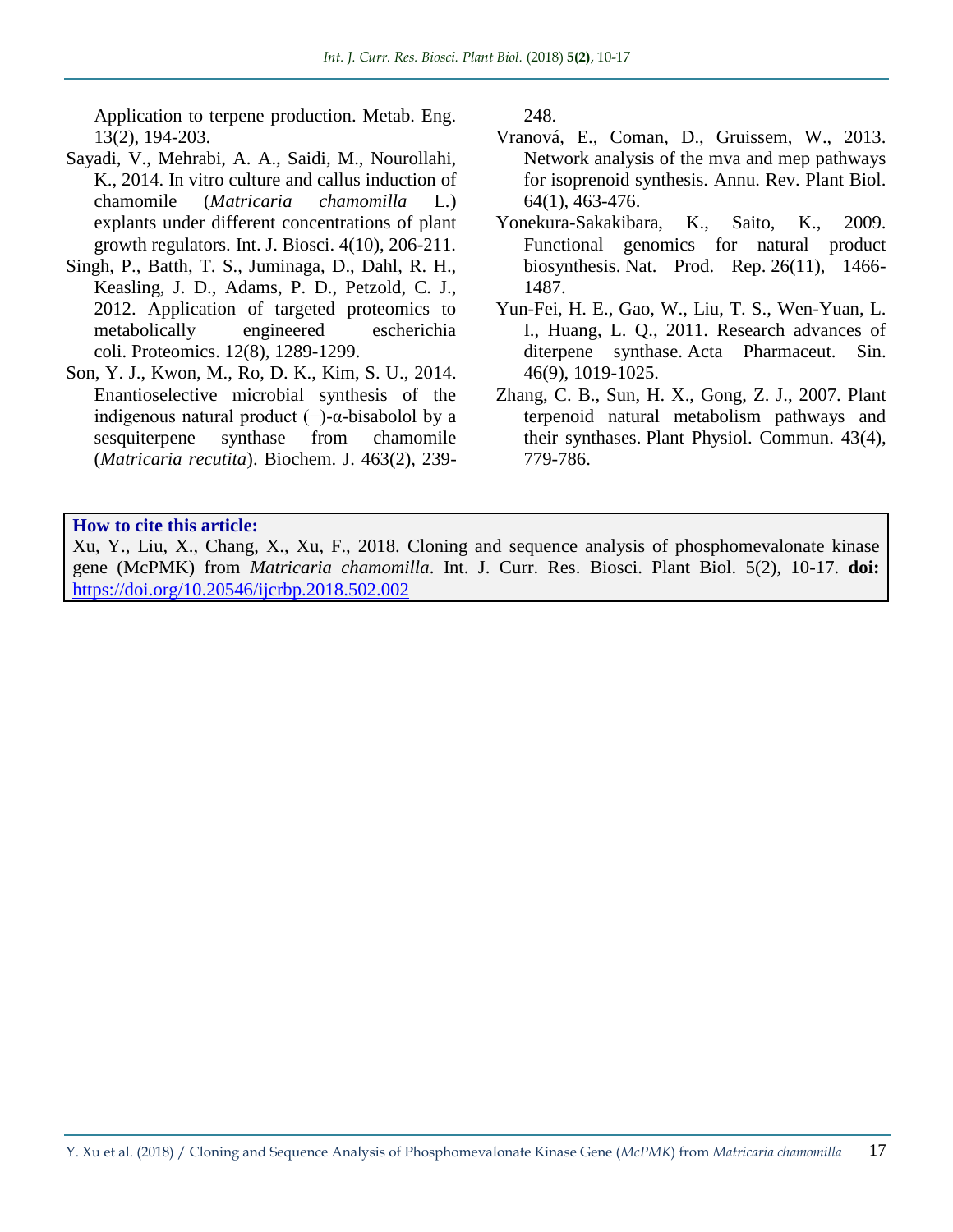Application to terpene production. Metab. Eng. 13(2), 194-203.

Sayadi, V., Mehrabi, A. A., Saidi, M., Nourollahi, K., 2014. In vitro culture and callus induction of chamomile (*Matricaria chamomilla* L.) explants under different concentrations of plant growth regulators. Int. J. Biosci. 4(10), 206-211.

Singh, P., Batth, T. S., Juminaga, D., Dahl, R. H., Keasling, J. D., Adams, P. D., Petzold, C. J., 2012. Application of targeted proteomics to metabolically engineered escherichia coli. Proteomics. 12(8), 1289-1299.

Son, Y. J., Kwon, M., Ro, D. K., Kim, S. U., 2014. Enantioselective microbial synthesis of the indigenous natural product (−)-α-bisabolol by a sesquiterpene synthase from chamomile (*Matricaria recutita*). Biochem. J. 463(2), 239-248.

Vranová, E., Coman, D., Gruissem, W., 2013. Network analysis of the mva and mep pathways for isoprenoid synthesis. Annu. Rev. Plant Biol. 64(1), 463-476.

Yonekura-Sakakibara, K., Saito, K., 2009. Functional genomics for natural product biosynthesis. Nat. Prod. Rep. 26(11), 1466-1487.

Yun-Fei, H. E., Gao, W., Liu, T. S., Wen-Yuan, L. I., Huang, L. Q., 2011. Research advances of diterpene synthase. Acta Pharmaceut. Sin. 46(9), 1019-1025.

Zhang, C. B., Sun, H. X., Gong, Z. J., 2007. Plant terpenoid natural metabolism pathways and their synthases. Plant Physiol. Commun. 43(4), 779-786.

**How to cite this article:**

Xu, Y., Liu, X., Chang, X., Xu, F., 2018. Cloning and sequence analysis of phosphomevalonate kinase gene (McPMK) from *Matricaria chamomilla*. Int. J. Curr. Res. Biosci. Plant Biol. 5(2), 10-17. **doi:** https://doi.org/10.20546/ijcrbp.2018.502.002